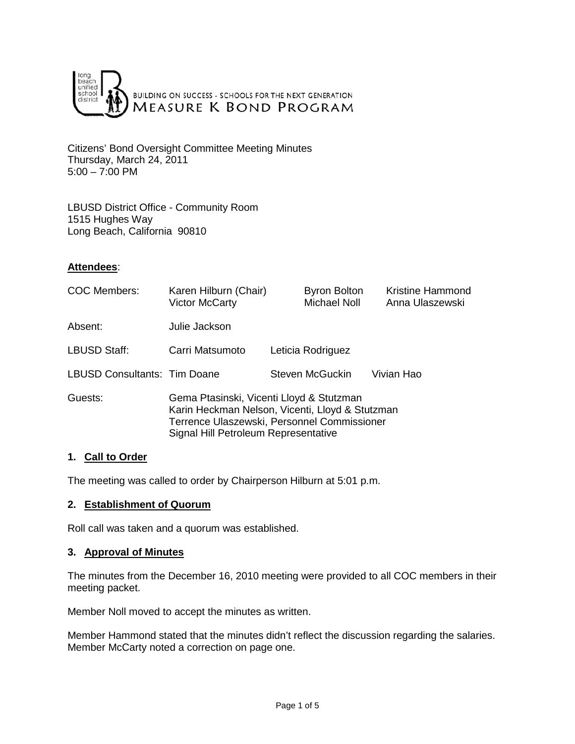BUILDING ON SUCCESS - SCHOOLS FOR THE NEXT GENERATION
MEASURE K BOND PROGRAM

Citizens' Bond Oversight Committee Meeting Minutes
Thursday, March 24, 2011
5:00 – 7:00 PM

LBUSD District Office - Community Room
1515 Hughes Way
Long Beach, California 90810

**Attendees**:

| | | | |
|---|---|---|---|
| COC Members: | Karen Hilburn (Chair) | Byron Bolton | Kristine Hammond |
| | Victor McCarty | Michael Noll | Anna Ulaszewski |
| Absent: | Julie Jackson | | |
| LBUSD Staff: | Carri Matsumoto | Leticia Rodriguez | |
| LBUSD Consultants: | Tim Doane | Steven McGuckin | Vivian Hao |

Guests:
Gema Ptasinski, Vicenti Lloyd & Stutzman
Karin Heckman Nelson, Vicenti, Lloyd & Stutzman
Terrence Ulaszewski, Personnel Commissioner
Signal Hill Petroleum Representative

## 1. Call to Order

The meeting was called to order by Chairperson Hilburn at 5:01 p.m.

## 2. Establishment of Quorum

Roll call was taken and a quorum was established.

## 3. Approval of Minutes

The minutes from the December 16, 2010 meeting were provided to all COC members in their meeting packet.

Member Noll moved to accept the minutes as written.

Member Hammond stated that the minutes didn't reflect the discussion regarding the salaries. Member McCarty noted a correction on page one.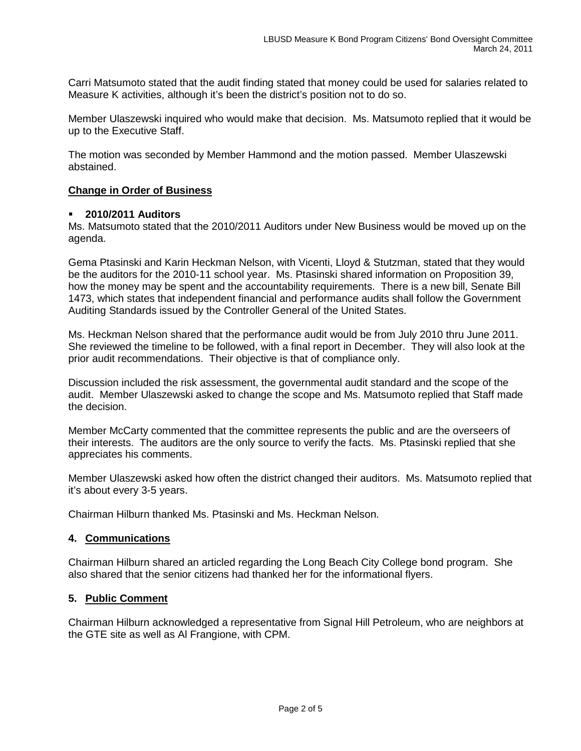Carri Matsumoto stated that the audit finding stated that money could be used for salaries related to Measure K activities, although it's been the district's position not to do so.

Member Ulaszewski inquired who would make that decision. Ms. Matsumoto replied that it would be up to the Executive Staff.

The motion was seconded by Member Hammond and the motion passed. Member Ulaszewski abstained.

**Change in Order of Business**

- **2010/2011 Auditors**

Ms. Matsumoto stated that the 2010/2011 Auditors under New Business would be moved up on the agenda.

Gema Ptasinski and Karin Heckman Nelson, with Vicenti, Lloyd & Stutzman, stated that they would be the auditors for the 2010-11 school year. Ms. Ptasinski shared information on Proposition 39, how the money may be spent and the accountability requirements. There is a new bill, Senate Bill 1473, which states that independent financial and performance audits shall follow the Government Auditing Standards issued by the Controller General of the United States.

Ms. Heckman Nelson shared that the performance audit would be from July 2010 thru June 2011. She reviewed the timeline to be followed, with a final report in December. They will also look at the prior audit recommendations. Their objective is that of compliance only.

Discussion included the risk assessment, the governmental audit standard and the scope of the audit. Member Ulaszewski asked to change the scope and Ms. Matsumoto replied that Staff made the decision.

Member McCarty commented that the committee represents the public and are the overseers of their interests. The auditors are the only source to verify the facts. Ms. Ptasinski replied that she appreciates his comments.

Member Ulaszewski asked how often the district changed their auditors. Ms. Matsumoto replied that it's about every 3-5 years.

Chairman Hilburn thanked Ms. Ptasinski and Ms. Heckman Nelson.

## 4. Communications

Chairman Hilburn shared an articled regarding the Long Beach City College bond program. She also shared that the senior citizens had thanked her for the informational flyers.

## 5. Public Comment

Chairman Hilburn acknowledged a representative from Signal Hill Petroleum, who are neighbors at the GTE site as well as Al Frangione, with CPM.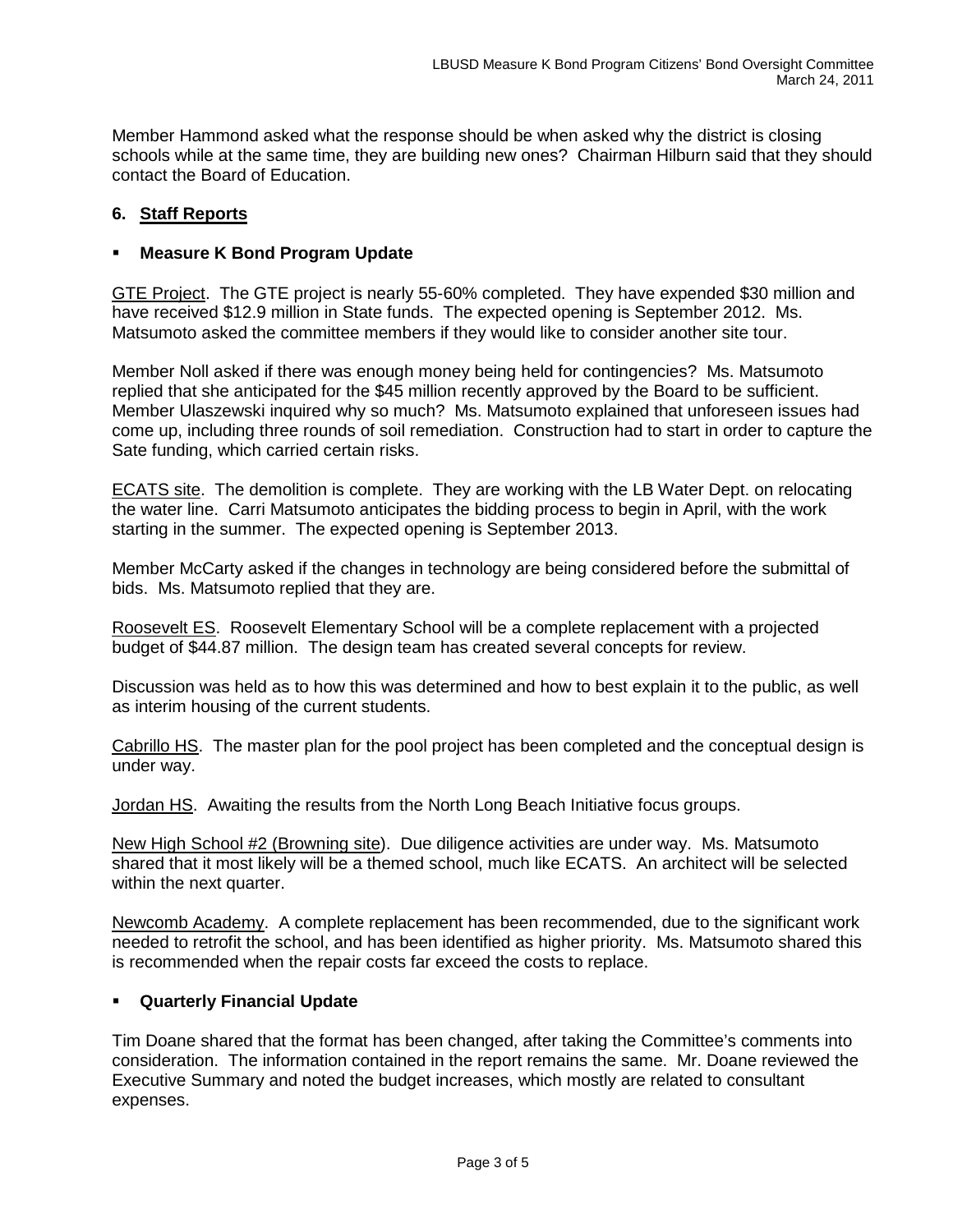Member Hammond asked what the response should be when asked why the district is closing schools while at the same time, they are building new ones? Chairman Hilburn said that they should contact the Board of Education.

## 6. Staff Reports

- **Measure K Bond Program Update**

GTE Project. The GTE project is nearly 55-60% completed. They have expended $30 million and have received $12.9 million in State funds. The expected opening is September 2012. Ms. Matsumoto asked the committee members if they would like to consider another site tour.

Member Noll asked if there was enough money being held for contingencies? Ms. Matsumoto replied that she anticipated for the $45 million recently approved by the Board to be sufficient. Member Ulaszewski inquired why so much? Ms. Matsumoto explained that unforeseen issues had come up, including three rounds of soil remediation. Construction had to start in order to capture the Sate funding, which carried certain risks.

ECATS site. The demolition is complete. They are working with the LB Water Dept. on relocating the water line. Carri Matsumoto anticipates the bidding process to begin in April, with the work starting in the summer. The expected opening is September 2013.

Member McCarty asked if the changes in technology are being considered before the submittal of bids. Ms. Matsumoto replied that they are.

Roosevelt ES. Roosevelt Elementary School will be a complete replacement with a projected budget of $44.87 million. The design team has created several concepts for review.

Discussion was held as to how this was determined and how to best explain it to the public, as well as interim housing of the current students.

Cabrillo HS. The master plan for the pool project has been completed and the conceptual design is under way.

Jordan HS. Awaiting the results from the North Long Beach Initiative focus groups.

New High School #2 (Browning site). Due diligence activities are under way. Ms. Matsumoto shared that it most likely will be a themed school, much like ECATS. An architect will be selected within the next quarter.

Newcomb Academy. A complete replacement has been recommended, due to the significant work needed to retrofit the school, and has been identified as higher priority. Ms. Matsumoto shared this is recommended when the repair costs far exceed the costs to replace.

- **Quarterly Financial Update**

Tim Doane shared that the format has been changed, after taking the Committee's comments into consideration. The information contained in the report remains the same. Mr. Doane reviewed the Executive Summary and noted the budget increases, which mostly are related to consultant expenses.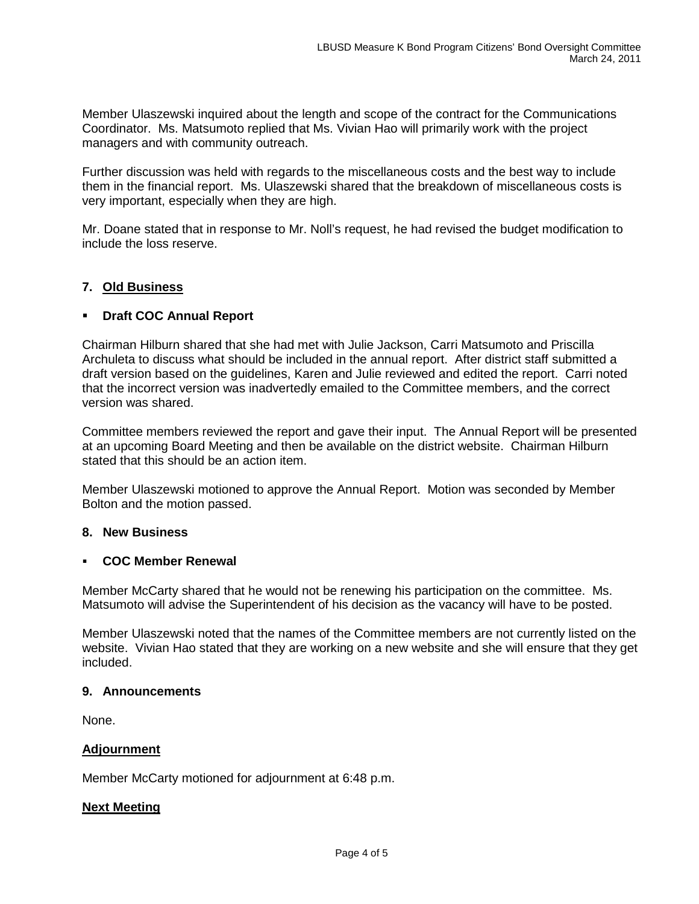Member Ulaszewski inquired about the length and scope of the contract for the Communications Coordinator. Ms. Matsumoto replied that Ms. Vivian Hao will primarily work with the project managers and with community outreach.

Further discussion was held with regards to the miscellaneous costs and the best way to include them in the financial report. Ms. Ulaszewski shared that the breakdown of miscellaneous costs is very important, especially when they are high.

Mr. Doane stated that in response to Mr. Noll's request, he had revised the budget modification to include the loss reserve.

## 7. <u>Old Business</u>

- **Draft COC Annual Report**

Chairman Hilburn shared that she had met with Julie Jackson, Carri Matsumoto and Priscilla Archuleta to discuss what should be included in the annual report. After district staff submitted a draft version based on the guidelines, Karen and Julie reviewed and edited the report. Carri noted that the incorrect version was inadvertedly emailed to the Committee members, and the correct version was shared.

Committee members reviewed the report and gave their input. The Annual Report will be presented at an upcoming Board Meeting and then be available on the district website. Chairman Hilburn stated that this should be an action item.

Member Ulaszewski motioned to approve the Annual Report. Motion was seconded by Member Bolton and the motion passed.

## 8. New Business

- **COC Member Renewal**

Member McCarty shared that he would not be renewing his participation on the committee. Ms. Matsumoto will advise the Superintendent of his decision as the vacancy will have to be posted.

Member Ulaszewski noted that the names of the Committee members are not currently listed on the website. Vivian Hao stated that they are working on a new website and she will ensure that they get included.

## 9. Announcements

None.

## <u>Adjournment</u>

Member McCarty motioned for adjournment at 6:48 p.m.

## <u>Next Meeting</u>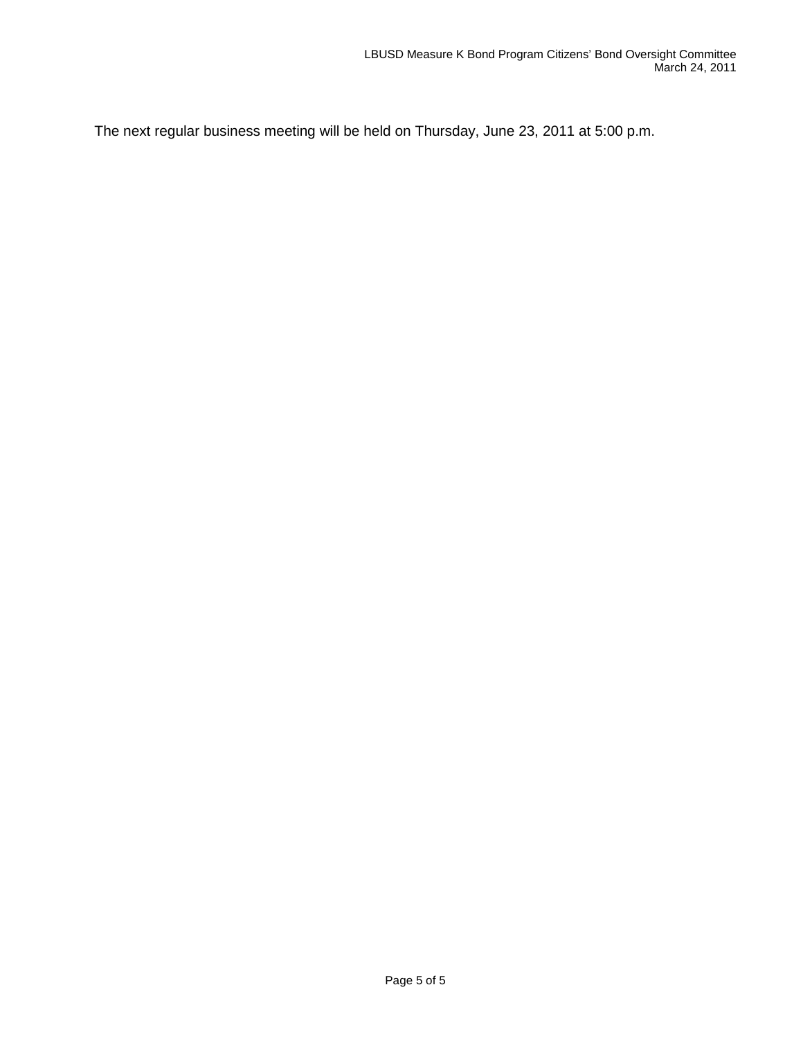The next regular business meeting will be held on Thursday, June 23, 2011 at 5:00 p.m.